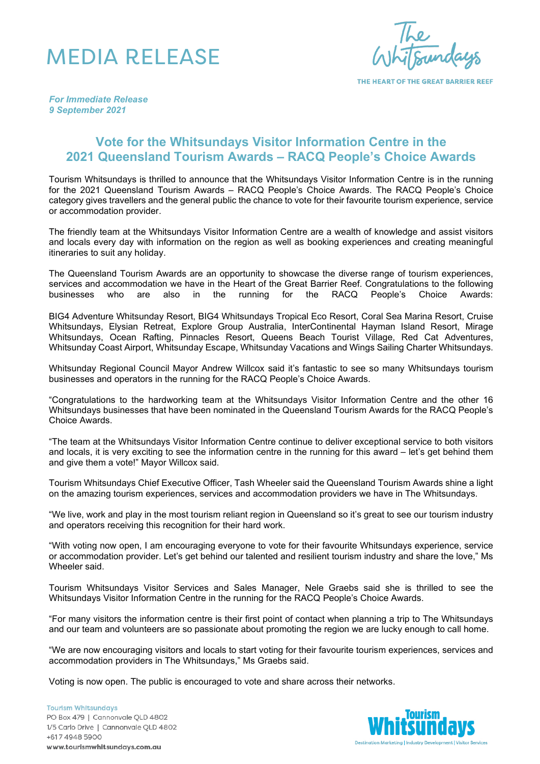# MEDIA RELEASE

The Whitsundays

THE HEART OF THE GREAT BARRIER REEF

***For Immediate Release***
***9 September 2021***

## Vote for the Whitsundays Visitor Information Centre in the 2021 Queensland Tourism Awards – RACQ People's Choice Awards

Tourism Whitsundays is thrilled to announce that the Whitsundays Visitor Information Centre is in the running for the 2021 Queensland Tourism Awards – RACQ People's Choice Awards. The RACQ People's Choice category gives travellers and the general public the chance to vote for their favourite tourism experience, service or accommodation provider.

The friendly team at the Whitsundays Visitor Information Centre are a wealth of knowledge and assist visitors and locals every day with information on the region as well as booking experiences and creating meaningful itineraries to suit any holiday.

The Queensland Tourism Awards are an opportunity to showcase the diverse range of tourism experiences, services and accommodation we have in the Heart of the Great Barrier Reef. Congratulations to the following businesses who are also in the running for the RACQ People's Choice Awards:

BIG4 Adventure Whitsunday Resort, BIG4 Whitsundays Tropical Eco Resort, Coral Sea Marina Resort, Cruise Whitsundays, Elysian Retreat, Explore Group Australia, InterContinental Hayman Island Resort, Mirage Whitsundays, Ocean Rafting, Pinnacles Resort, Queens Beach Tourist Village, Red Cat Adventures, Whitsunday Coast Airport, Whitsunday Escape, Whitsunday Vacations and Wings Sailing Charter Whitsundays.

Whitsunday Regional Council Mayor Andrew Willcox said it's fantastic to see so many Whitsundays tourism businesses and operators in the running for the RACQ People's Choice Awards.

"Congratulations to the hardworking team at the Whitsundays Visitor Information Centre and the other 16 Whitsundays businesses that have been nominated in the Queensland Tourism Awards for the RACQ People's Choice Awards.

"The team at the Whitsundays Visitor Information Centre continue to deliver exceptional service to both visitors and locals, it is very exciting to see the information centre in the running for this award – let's get behind them and give them a vote!" Mayor Willcox said.

Tourism Whitsundays Chief Executive Officer, Tash Wheeler said the Queensland Tourism Awards shine a light on the amazing tourism experiences, services and accommodation providers we have in The Whitsundays.

"We live, work and play in the most tourism reliant region in Queensland so it's great to see our tourism industry and operators receiving this recognition for their hard work.

"With voting now open, I am encouraging everyone to vote for their favourite Whitsundays experience, service or accommodation provider. Let's get behind our talented and resilient tourism industry and share the love," Ms Wheeler said.

Tourism Whitsundays Visitor Services and Sales Manager, Nele Graebs said she is thrilled to see the Whitsundays Visitor Information Centre in the running for the RACQ People's Choice Awards.

"For many visitors the information centre is their first point of contact when planning a trip to The Whitsundays and our team and volunteers are so passionate about promoting the region we are lucky enough to call home.

"We are now encouraging visitors and locals to start voting for their favourite tourism experiences, services and accommodation providers in The Whitsundays," Ms Graebs said.

Voting is now open. The public is encouraged to vote and share across their networks.

Tourism Whitsundays
PO Box 479 | Cannonvale QLD 4802
1/5 Carlo Drive | Cannonvale QLD 4802
+617 4948 5900
**www.tourismwhitsundays.com.au**

Tourism Whitsundays
Destination Marketing | Industry Development | Visitor Services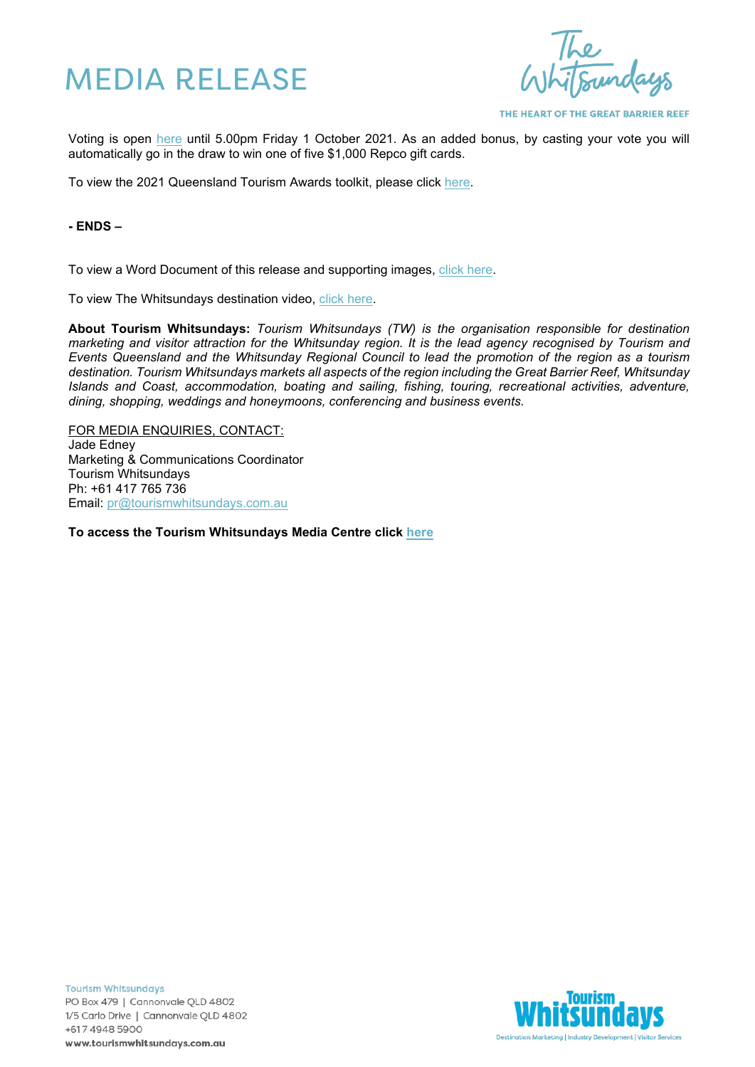Voting is open here until 5.00pm Friday 1 October 2021. As an added bonus, by casting your vote you will automatically go in the draw to win one of five $1,000 Repco gift cards.

To view the 2021 Queensland Tourism Awards toolkit, please click here.

**- ENDS –**

To view a Word Document of this release and supporting images, click here.

To view The Whitsundays destination video, click here.

**About Tourism Whitsundays:** *Tourism Whitsundays (TW) is the organisation responsible for destination marketing and visitor attraction for the Whitsunday region. It is the lead agency recognised by Tourism and Events Queensland and the Whitsunday Regional Council to lead the promotion of the region as a tourism destination. Tourism Whitsundays markets all aspects of the region including the Great Barrier Reef, Whitsunday Islands and Coast, accommodation, boating and sailing, fishing, touring, recreational activities, adventure, dining, shopping, weddings and honeymoons, conferencing and business events.*

FOR MEDIA ENQUIRIES, CONTACT:
Jade Edney
Marketing & Communications Coordinator
Tourism Whitsundays
Ph: +61 417 765 736
Email: pr@tourismwhitsundays.com.au

**To access the Tourism Whitsundays Media Centre click here**